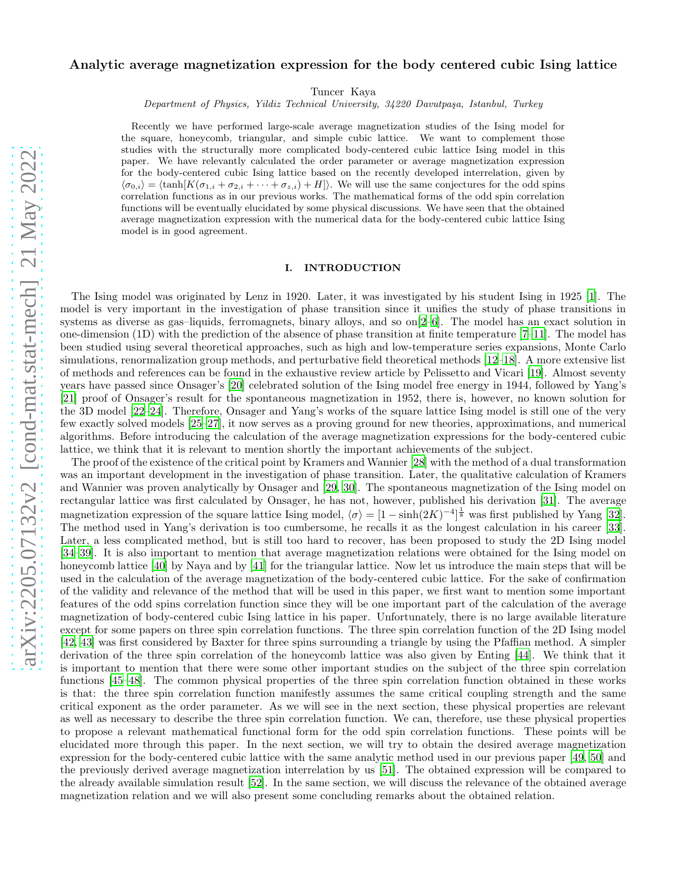# Analytic average magnetization expression for the body centered cubic Ising lattice

Tuncer Kaya

*Department of Physics, Yildiz Technical University, 34220 Davutpaşa, Istanbul, Turkey*

Recently we have performed large-scale average magnetization studies of the Ising model for the square, honeycomb, triangular, and simple cubic lattice. We want to complement those studies with the structurally more complicated body-centered cubic lattice Ising model in this paper. We have relevantly calculated the order parameter or average magnetization expression for the body-centered cubic Ising lattice based on the recently developed interrelation, given by $\langle\sigma_{0,i}\rangle = \langle\tanh[K(\sigma_{1,i} + \sigma_{2,i} + \cdots + \sigma_{z,i}) + H]\rangle$. We will use the same conjectures for the odd spins correlation functions as in our previous works. The mathematical forms of the odd spin correlation functions will be eventually elucidated by some physical discussions. We have seen that the obtained average magnetization expression with the numerical data for the body-centered cubic lattice Ising model is in good agreement.

## I. INTRODUCTION

The Ising model was originated by Lenz in 1920. Later, it was investigated by his student Ising in 1925 [1]. The model is very important in the investigation of phase transition since it unifies the study of phase transitions in systems as diverse as gas–liquids, ferromagnets, binary alloys, and so on[2–6]. The model has an exact solution in one-dimension (1D) with the prediction of the absence of phase transition at finite temperature [7–11]. The model has been studied using several theoretical approaches, such as high and low-temperature series expansions, Monte Carlo simulations, renormalization group methods, and perturbative field theoretical methods [12–18]. A more extensive list of methods and references can be found in the exhaustive review article by Pelissetto and Vicari [19]. Almost seventy years have passed since Onsager's [20] celebrated solution of the Ising model free energy in 1944, followed by Yang's [21] proof of Onsager's result for the spontaneous magnetization in 1952, there is, however, no known solution for the 3D model [22–24]. Therefore, Onsager and Yang's works of the square lattice Ising model is still one of the very few exactly solved models [25–27], it now serves as a proving ground for new theories, approximations, and numerical algorithms. Before introducing the calculation of the average magnetization expressions for the body-centered cubic lattice, we think that it is relevant to mention shortly the important achievements of the subject.

The proof of the existence of the critical point by Kramers and Wannier [28] with the method of a dual transformation was an important development in the investigation of phase transition. Later, the qualitative calculation of Kramers and Wannier was proven analytically by Onsager and [29, 30]. The spontaneous magnetization of the Ising model on rectangular lattice was first calculated by Onsager, he has not, however, published his derivation [31]. The average magnetization expression of the square lattice Ising model, $\langle\sigma\rangle = [1 - \sinh(2K)^{-4}]^{\frac{1}{8}}$ was first published by Yang [32]. The method used in Yang's derivation is too cumbersome, he recalls it as the longest calculation in his career [33]. Later, a less complicated method, but is still too hard to recover, has been proposed to study the 2D Ising model [34–39]. It is also important to mention that average magnetization relations were obtained for the Ising model on honeycomb lattice [40] by Naya and by [41] for the triangular lattice. Now let us introduce the main steps that will be used in the calculation of the average magnetization of the body-centered cubic lattice. For the sake of confirmation of the validity and relevance of the method that will be used in this paper, we first want to mention some important features of the odd spins correlation function since they will be one important part of the calculation of the average magnetization of body-centered cubic Ising lattice in his paper. Unfortunately, there is no large available literature except for some papers on three spin correlation functions. The three spin correlation function of the 2D Ising model [42, 43] was first considered by Baxter for three spins surrounding a triangle by using the Pfaffian method. A simpler derivation of the three spin correlation of the honeycomb lattice was also given by Enting [44]. We think that it is important to mention that there were some other important studies on the subject of the three spin correlation functions [45–48]. The common physical properties of the three spin correlation function obtained in these works is that: the three spin correlation function manifestly assumes the same critical coupling strength and the same critical exponent as the order parameter. As we will see in the next section, these physical properties are relevant as well as necessary to describe the three spin correlation function. We can, therefore, use these physical properties to propose a relevant mathematical functional form for the odd spin correlation functions. These points will be elucidated more through this paper. In the next section, we will try to obtain the desired average magnetization expression for the body-centered cubic lattice with the same analytic method used in our previous paper [49, 50] and the previously derived average magnetization interrelation by us [51]. The obtained expression will be compared to the already available simulation result [52]. In the same section, we will discuss the relevance of the obtained average magnetization relation and we will also present some concluding remarks about the obtained relation.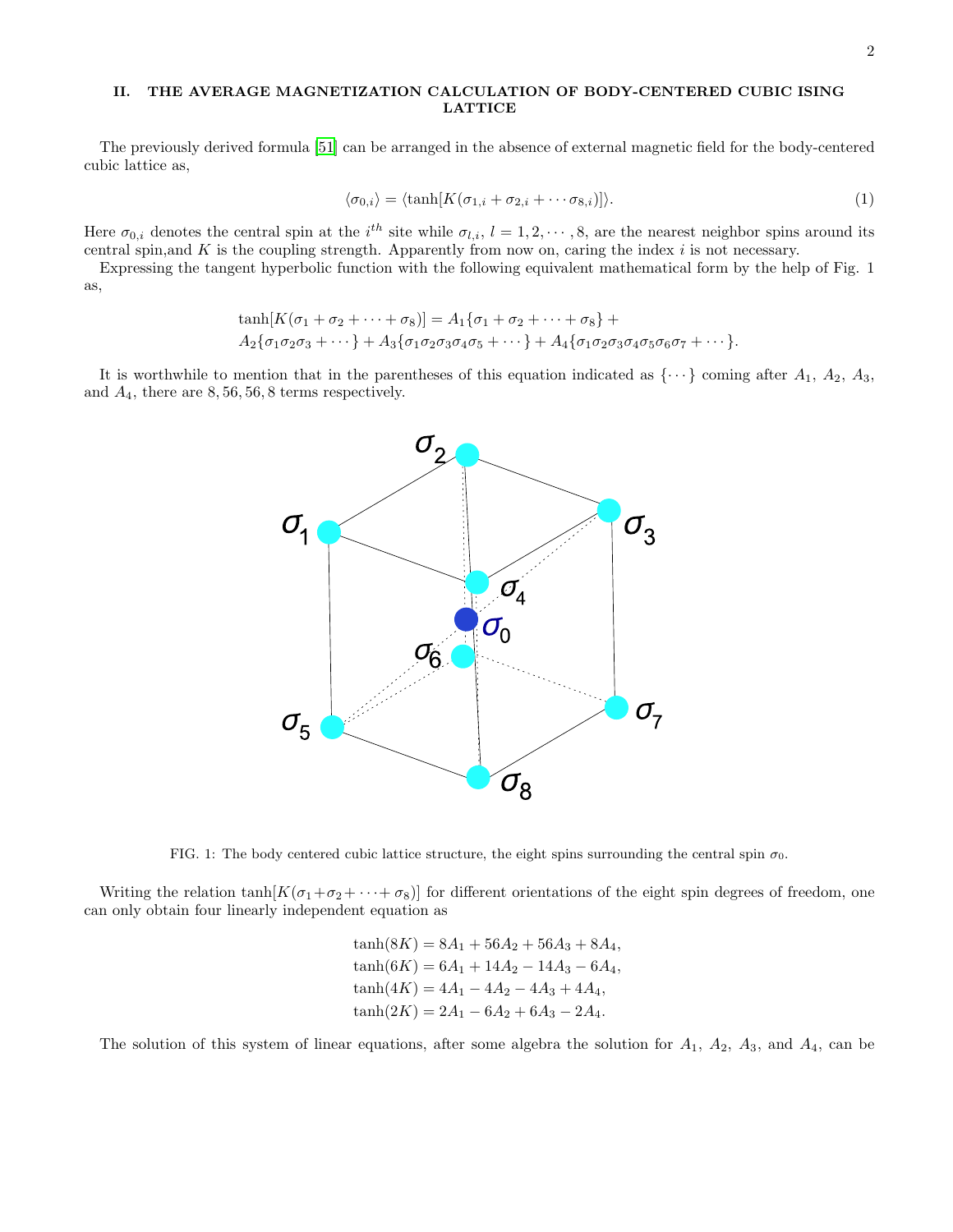## II. THE AVERAGE MAGNETIZATION CALCULATION OF BODY-CENTERED CUBIC ISING LATTICE

The previously derived formula [51] can be arranged in the absence of external magnetic field for the body-centered cubic lattice as,

$$\langle \sigma_{0,i} \rangle = \langle \tanh[K(\sigma_{1,i} + \sigma_{2,i} + \cdots \sigma_{8,i})] \rangle. \tag{1}$$

Here $\sigma_{0,i}$ denotes the central spin at the $i^{th}$ site while $\sigma_{l,i}$, $l = 1, 2, \cdots, 8$, are the nearest neighbor spins around its central spin,and $K$ is the coupling strength. Apparently from now on, caring the index $i$ is not necessary.

Expressing the tangent hyperbolic function with the following equivalent mathematical form by the help of Fig. 1 as,

$$\tanh[K(\sigma_1 + \sigma_2 + \cdots + \sigma_8)] = A_1\{\sigma_1 + \sigma_2 + \cdots + \sigma_8\} +$$
$$A_2\{\sigma_1\sigma_2\sigma_3 + \cdots\} + A_3\{\sigma_1\sigma_2\sigma_3\sigma_4\sigma_5 + \cdots\} + A_4\{\sigma_1\sigma_2\sigma_3\sigma_4\sigma_5\sigma_6\sigma_7 + \cdots\}.$$

It is worthwhile to mention that in the parentheses of this equation indicated as $\{\cdots\}$ coming after $A_1$, $A_2$, $A_3$, and $A_4$, there are $8, 56, 56, 8$ terms respectively.

FIG. 1: The body centered cubic lattice structure, the eight spins surrounding the central spin $\sigma_0$.

Writing the relation $\tanh[K(\sigma_1 + \sigma_2 + \cdots + \sigma_8)]$ for different orientations of the eight spin degrees of freedom, one can only obtain four linearly independent equation as

$$\tanh(8K) = 8A_1 + 56A_2 + 56A_3 + 8A_4,$$
$$\tanh(6K) = 6A_1 + 14A_2 - 14A_3 - 6A_4,$$
$$\tanh(4K) = 4A_1 - 4A_2 - 4A_3 + 4A_4,$$
$$\tanh(2K) = 2A_1 - 6A_2 + 6A_3 - 2A_4.$$

The solution of this system of linear equations, after some algebra the solution for $A_1$, $A_2$, $A_3$, and $A_4$, can be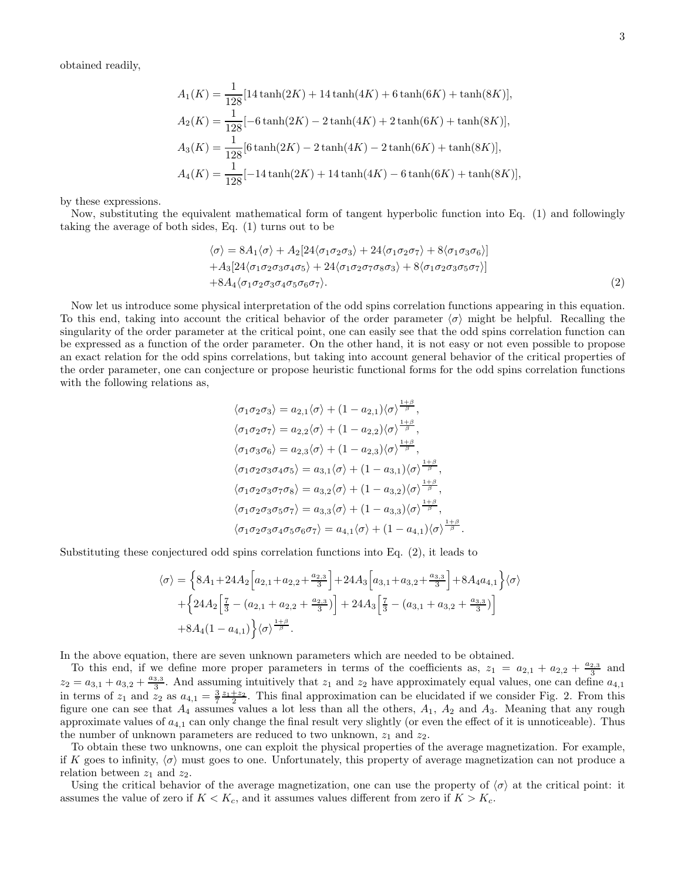obtained readily,

$$
\begin{aligned}
A_1(K) &= \frac{1}{128}[14\tanh(2K) + 14\tanh(4K) + 6\tanh(6K) + \tanh(8K)], \\
A_2(K) &= \frac{1}{128}[-6\tanh(2K) - 2\tanh(4K) + 2\tanh(6K) + \tanh(8K)], \\
A_3(K) &= \frac{1}{128}[6\tanh(2K) - 2\tanh(4K) - 2\tanh(6K) + \tanh(8K)], \\
A_4(K) &= \frac{1}{128}[-14\tanh(2K) + 14\tanh(4K) - 6\tanh(6K) + \tanh(8K)],
\end{aligned}
$$

by these expressions.

Now, substituting the equivalent mathematical form of tangent hyperbolic function into Eq. (1) and followingly taking the average of both sides, Eq. (1) turns out to be

$$
\begin{aligned}
\langle\sigma\rangle &= 8A_1\langle\sigma\rangle + A_2[24\langle\sigma_1\sigma_2\sigma_3\rangle + 24\langle\sigma_1\sigma_2\sigma_7\rangle + 8\langle\sigma_1\sigma_3\sigma_6\rangle] \\
&+ A_3[24\langle\sigma_1\sigma_2\sigma_3\sigma_4\sigma_5\rangle + 24\langle\sigma_1\sigma_2\sigma_7\sigma_8\sigma_3\rangle + 8\langle\sigma_1\sigma_2\sigma_3\sigma_5\sigma_7\rangle] \\
&+ 8A_4\langle\sigma_1\sigma_2\sigma_3\sigma_4\sigma_5\sigma_6\sigma_7\rangle.
\end{aligned} \tag{2}
$$

Now let us introduce some physical interpretation of the odd spins correlation functions appearing in this equation. To this end, taking into account the critical behavior of the order parameter $\langle\sigma\rangle$ might be helpful. Recalling the singularity of the order parameter at the critical point, one can easily see that the odd spins correlation function can be expressed as a function of the order parameter. On the other hand, it is not easy or not even possible to propose an exact relation for the odd spins correlations, but taking into account general behavior of the critical properties of the order parameter, one can conjecture or propose heuristic functional forms for the odd spins correlation functions with the following relations as,

$$
\begin{aligned}
\langle\sigma_1\sigma_2\sigma_3\rangle &= a_{2,1}\langle\sigma\rangle + (1-a_{2,1})\langle\sigma\rangle^{\frac{1+\beta}{\beta}}, \\
\langle\sigma_1\sigma_2\sigma_7\rangle &= a_{2,2}\langle\sigma\rangle + (1-a_{2,2})\langle\sigma\rangle^{\frac{1+\beta}{\beta}}, \\
\langle\sigma_1\sigma_3\sigma_6\rangle &= a_{2,3}\langle\sigma\rangle + (1-a_{2,3})\langle\sigma\rangle^{\frac{1+\beta}{\beta}}, \\
\langle\sigma_1\sigma_2\sigma_3\sigma_4\sigma_5\rangle &= a_{3,1}\langle\sigma\rangle + (1-a_{3,1})\langle\sigma\rangle^{\frac{1+\beta}{\beta}}, \\
\langle\sigma_1\sigma_2\sigma_3\sigma_7\sigma_8\rangle &= a_{3,2}\langle\sigma\rangle + (1-a_{3,2})\langle\sigma\rangle^{\frac{1+\beta}{\beta}}, \\
\langle\sigma_1\sigma_2\sigma_3\sigma_5\sigma_7\rangle &= a_{3,3}\langle\sigma\rangle + (1-a_{3,3})\langle\sigma\rangle^{\frac{1+\beta}{\beta}}, \\
\langle\sigma_1\sigma_2\sigma_3\sigma_4\sigma_5\sigma_6\sigma_7\rangle &= a_{4,1}\langle\sigma\rangle + (1-a_{4,1})\langle\sigma\rangle^{\frac{1+\beta}{\beta}}.
\end{aligned}
$$

Substituting these conjectured odd spins correlation functions into Eq. (2), it leads to

$$
\begin{aligned}
\langle\sigma\rangle &= \Big\{8A_1 + 24A_2\Big[a_{2,1} + a_{2,2} + \tfrac{a_{2,3}}{3}\Big] + 24A_3\Big[a_{3,1} + a_{3,2} + \tfrac{a_{3,3}}{3}\Big] + 8A_4 a_{4,1}\Big\}\langle\sigma\rangle \\
&+ \Big\{24A_2\Big[\tfrac{7}{3} - (a_{2,1} + a_{2,2} + \tfrac{a_{2,3}}{3})\Big] + 24A_3\Big[\tfrac{7}{3} - (a_{3,1} + a_{3,2} + \tfrac{a_{3,3}}{3})\Big] \\
&+ 8A_4(1 - a_{4,1})\Big\}\langle\sigma\rangle^{\frac{1+\beta}{\beta}}.
\end{aligned}
$$

In the above equation, there are seven unknown parameters which are needed to be obtained.

To this end, if we define more proper parameters in terms of the coefficients as, $z_1 = a_{2,1} + a_{2,2} + \frac{a_{2,3}}{3}$ and $z_2 = a_{3,1} + a_{3,2} + \frac{a_{3,3}}{3}$. And assuming intuitively that $z_1$ and $z_2$ have approximately equal values, one can define $a_{4,1}$ in terms of $z_1$ and $z_2$ as $a_{4,1} = \frac{3}{7}\frac{z_1+z_2}{2}$. This final approximation can be elucidated if we consider Fig. 2. From this figure one can see that $A_4$ assumes values a lot less than all the others, $A_1$, $A_2$ and $A_3$. Meaning that any rough approximate values of $a_{4,1}$ can only change the final result very slightly (or even the effect of it is unnoticeable). Thus the number of unknown parameters are reduced to two unknown, $z_1$ and $z_2$.

To obtain these two unknowns, one can exploit the physical properties of the average magnetization. For example, if $K$ goes to infinity, $\langle\sigma\rangle$ must goes to one. Unfortunately, this property of average magnetization can not produce a relation between $z_1$ and $z_2$.

Using the critical behavior of the average magnetization, one can use the property of $\langle\sigma\rangle$ at the critical point: it assumes the value of zero if $K < K_c$, and it assumes values different from zero if $K > K_c$.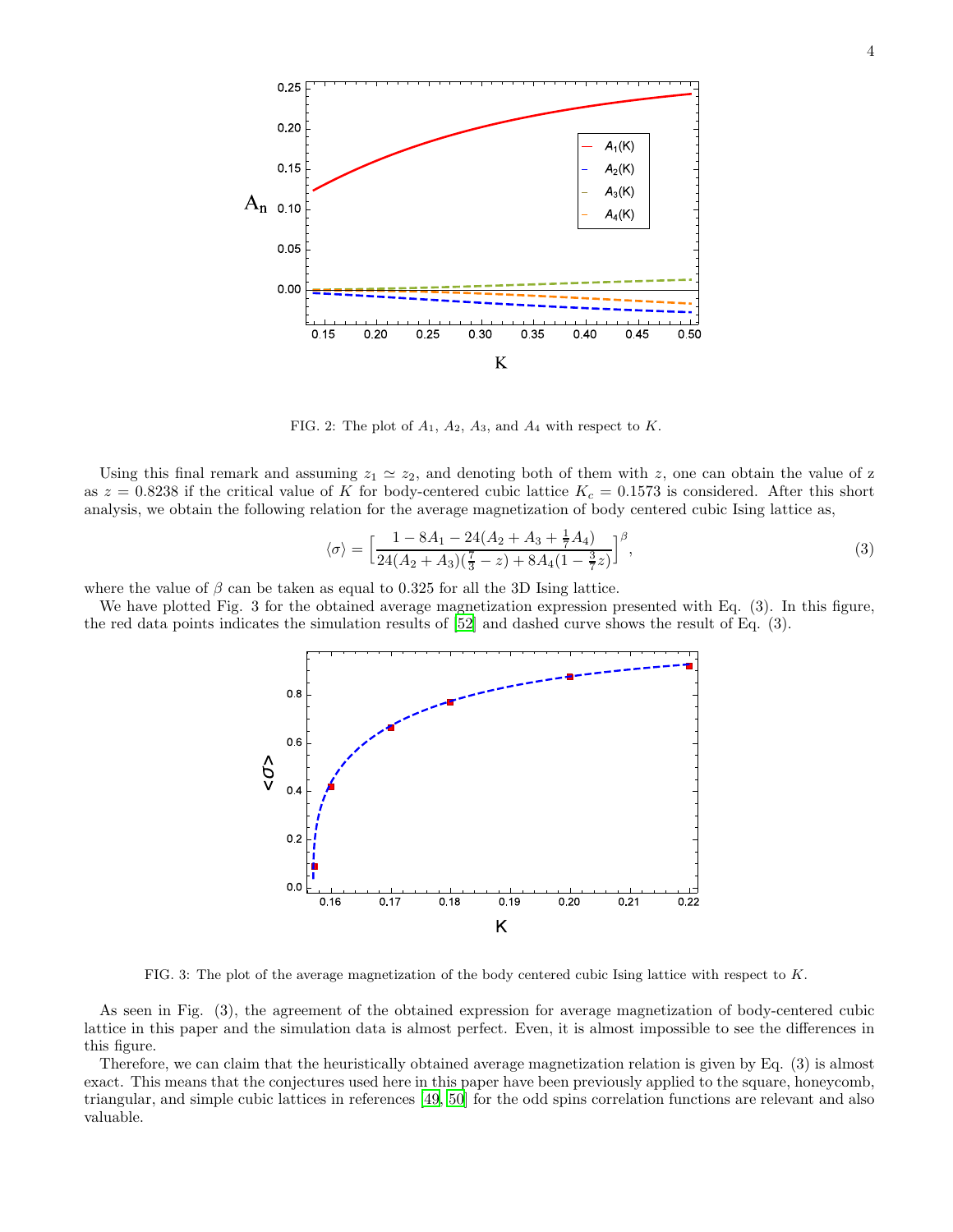FIG. 2: The plot of $A_1$, $A_2$, $A_3$, and $A_4$ with respect to $K$.

Using this final remark and assuming $z_1 \simeq z_2$, and denoting both of them with $z$, one can obtain the value of z as $z = 0.8238$ if the critical value of $K$ for body-centered cubic lattice $K_c = 0.1573$ is considered. After this short analysis, we obtain the following relation for the average magnetization of body centered cubic Ising lattice as,

$$\langle\sigma\rangle = \Big[\frac{1 - 8A_1 - 24(A_2 + A_3 + \frac{1}{7}A_4)}{24(A_2 + A_3)(\frac{7}{3} - z) + 8A_4(1 - \frac{3}{7}z)}\Big]^{\beta}, \tag{3}$$

where the value of $\beta$ can be taken as equal to 0.325 for all the 3D Ising lattice.

We have plotted Fig. 3 for the obtained average magnetization expression presented with Eq. (3). In this figure, the red data points indicates the simulation results of [52] and dashed curve shows the result of Eq. (3).

FIG. 3: The plot of the average magnetization of the body centered cubic Ising lattice with respect to $K$.

As seen in Fig. (3), the agreement of the obtained expression for average magnetization of body-centered cubic lattice in this paper and the simulation data is almost perfect. Even, it is almost impossible to see the differences in this figure.

Therefore, we can claim that the heuristically obtained average magnetization relation is given by Eq. (3) is almost exact. This means that the conjectures used here in this paper have been previously applied to the square, honeycomb, triangular, and simple cubic lattices in references [49, 50] for the odd spins correlation functions are relevant and also valuable.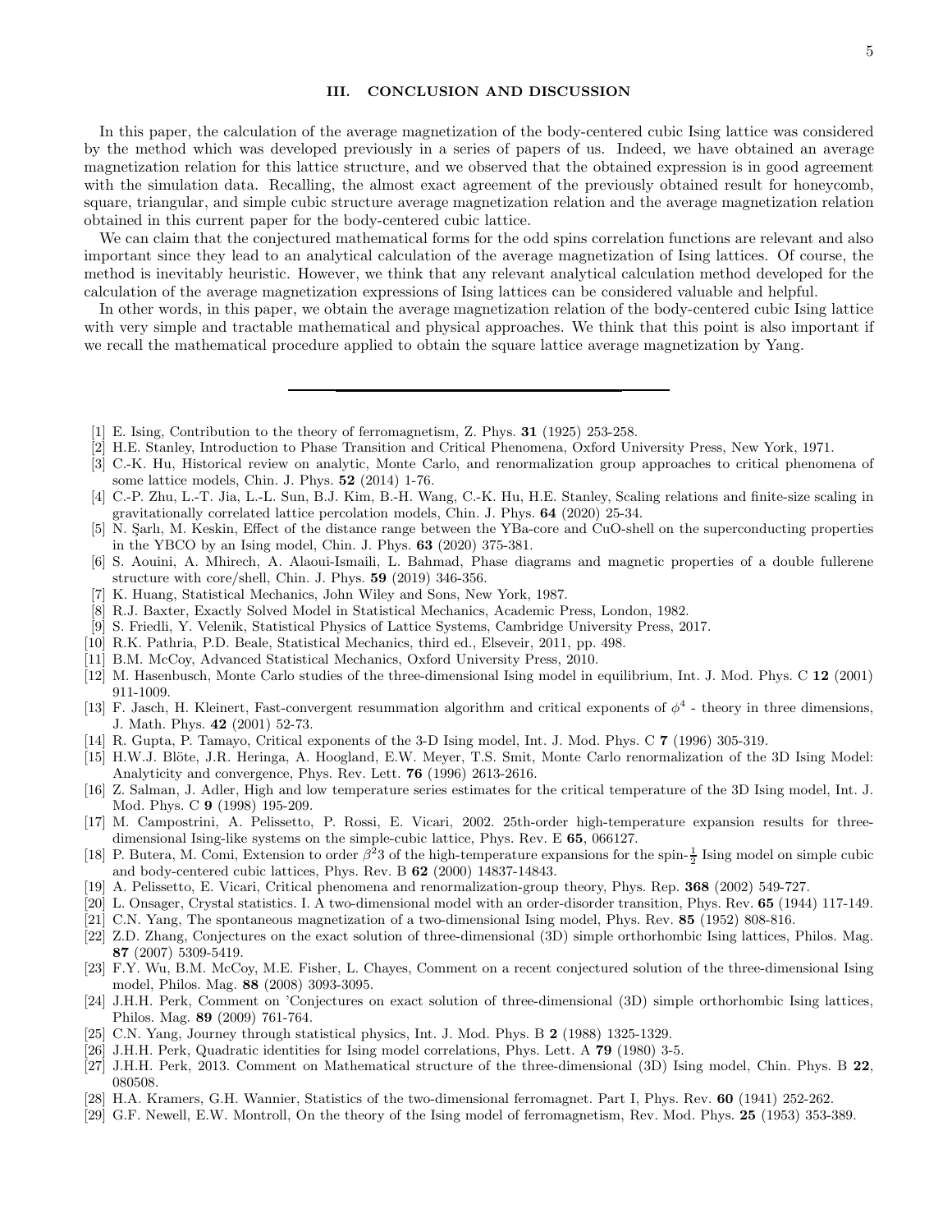## III. CONCLUSION AND DISCUSSION

In this paper, the calculation of the average magnetization of the body-centered cubic Ising lattice was considered by the method which was developed previously in a series of papers of us. Indeed, we have obtained an average magnetization relation for this lattice structure, and we observed that the obtained expression is in good agreement with the simulation data. Recalling, the almost exact agreement of the previously obtained result for honeycomb, square, triangular, and simple cubic structure average magnetization relation and the average magnetization relation obtained in this current paper for the body-centered cubic lattice.

We can claim that the conjectured mathematical forms for the odd spins correlation functions are relevant and also important since they lead to an analytical calculation of the average magnetization of Ising lattices. Of course, the method is inevitably heuristic. However, we think that any relevant analytical calculation method developed for the calculation of the average magnetization expressions of Ising lattices can be considered valuable and helpful.

In other words, in this paper, we obtain the average magnetization relation of the body-centered cubic Ising lattice with very simple and tractable mathematical and physical approaches. We think that this point is also important if we recall the mathematical procedure applied to obtain the square lattice average magnetization by Yang.

---

[1] E. Ising, Contribution to the theory of ferromagnetism, Z. Phys. **31** (1925) 253-258.

[2] H.E. Stanley, Introduction to Phase Transition and Critical Phenomena, Oxford University Press, New York, 1971.

[3] C.-K. Hu, Historical review on analytic, Monte Carlo, and renormalization group approaches to critical phenomena of some lattice models, Chin. J. Phys. **52** (2014) 1-76.

[4] C.-P. Zhu, L.-T. Jia, L.-L. Sun, B.J. Kim, B.-H. Wang, C.-K. Hu, H.E. Stanley, Scaling relations and finite-size scaling in gravitationally correlated lattice percolation models, Chin. J. Phys. **64** (2020) 25-34.

[5] N. Şarlı, M. Keskin, Effect of the distance range between the YBa-core and CuO-shell on the superconducting properties in the YBCO by an Ising model, Chin. J. Phys. **63** (2020) 375-381.

[6] S. Aouini, A. Mhirech, A. Alaoui-Ismaili, L. Bahmad, Phase diagrams and magnetic properties of a double fullerene structure with core/shell, Chin. J. Phys. **59** (2019) 346-356.

[7] K. Huang, Statistical Mechanics, John Wiley and Sons, New York, 1987.

[8] R.J. Baxter, Exactly Solved Model in Statistical Mechanics, Academic Press, London, 1982.

[9] S. Friedli, Y. Velenik, Statistical Physics of Lattice Systems, Cambridge University Press, 2017.

[10] R.K. Pathria, P.D. Beale, Statistical Mechanics, third ed., Elseveir, 2011, pp. 498.

[11] B.M. McCoy, Advanced Statistical Mechanics, Oxford University Press, 2010.

[12] M. Hasenbusch, Monte Carlo studies of the three-dimensional Ising model in equilibrium, Int. J. Mod. Phys. C **12** (2001) 911-1009.

[13] F. Jasch, H. Kleinert, Fast-convergent resummation algorithm and critical exponents of $\phi^4$ - theory in three dimensions, J. Math. Phys. **42** (2001) 52-73.

[14] R. Gupta, P. Tamayo, Critical exponents of the 3-D Ising model, Int. J. Mod. Phys. C **7** (1996) 305-319.

[15] H.W.J. Blöte, J.R. Heringa, A. Hoogland, E.W. Meyer, T.S. Smit, Monte Carlo renormalization of the 3D Ising Model: Analyticity and convergence, Phys. Rev. Lett. **76** (1996) 2613-2616.

[16] Z. Salman, J. Adler, High and low temperature series estimates for the critical temperature of the 3D Ising model, Int. J. Mod. Phys. C **9** (1998) 195-209.

[17] M. Campostrini, A. Pelissetto, P. Rossi, E. Vicari, 2002. 25th-order high-temperature expansion results for three-dimensional Ising-like systems on the simple-cubic lattice, Phys. Rev. E **65**, 066127.

[18] P. Butera, M. Comi, Extension to order $\beta^2 3$ of the high-temperature expansions for the spin-$\frac{1}{2}$ Ising model on simple cubic and body-centered cubic lattices, Phys. Rev. B **62** (2000) 14837-14843.

[19] A. Pelissetto, E. Vicari, Critical phenomena and renormalization-group theory, Phys. Rep. **368** (2002) 549-727.

[20] L. Onsager, Crystal statistics. I. A two-dimensional model with an order-disorder transition, Phys. Rev. **65** (1944) 117-149.

[21] C.N. Yang, The spontaneous magnetization of a two-dimensional Ising model, Phys. Rev. **85** (1952) 808-816.

[22] Z.D. Zhang, Conjectures on the exact solution of three-dimensional (3D) simple orthorhombic Ising lattices, Philos. Mag. **87** (2007) 5309-5419.

[23] F.Y. Wu, B.M. McCoy, M.E. Fisher, L. Chayes, Comment on a recent conjectured solution of the three-dimensional Ising model, Philos. Mag. **88** (2008) 3093-3095.

[24] J.H.H. Perk, Comment on 'Conjectures on exact solution of three-dimensional (3D) simple orthorhombic Ising lattices, Philos. Mag. **89** (2009) 761-764.

[25] C.N. Yang, Journey through statistical physics, Int. J. Mod. Phys. B **2** (1988) 1325-1329.

[26] J.H.H. Perk, Quadratic identities for Ising model correlations, Phys. Lett. A **79** (1980) 3-5.

[27] J.H.H. Perk, 2013. Comment on Mathematical structure of the three-dimensional (3D) Ising model, Chin. Phys. B **22**, 080508.

[28] H.A. Kramers, G.H. Wannier, Statistics of the two-dimensional ferromagnet. Part I, Phys. Rev. **60** (1941) 252-262.

[29] G.F. Newell, E.W. Montroll, On the theory of the Ising model of ferromagnetism, Rev. Mod. Phys. **25** (1953) 353-389.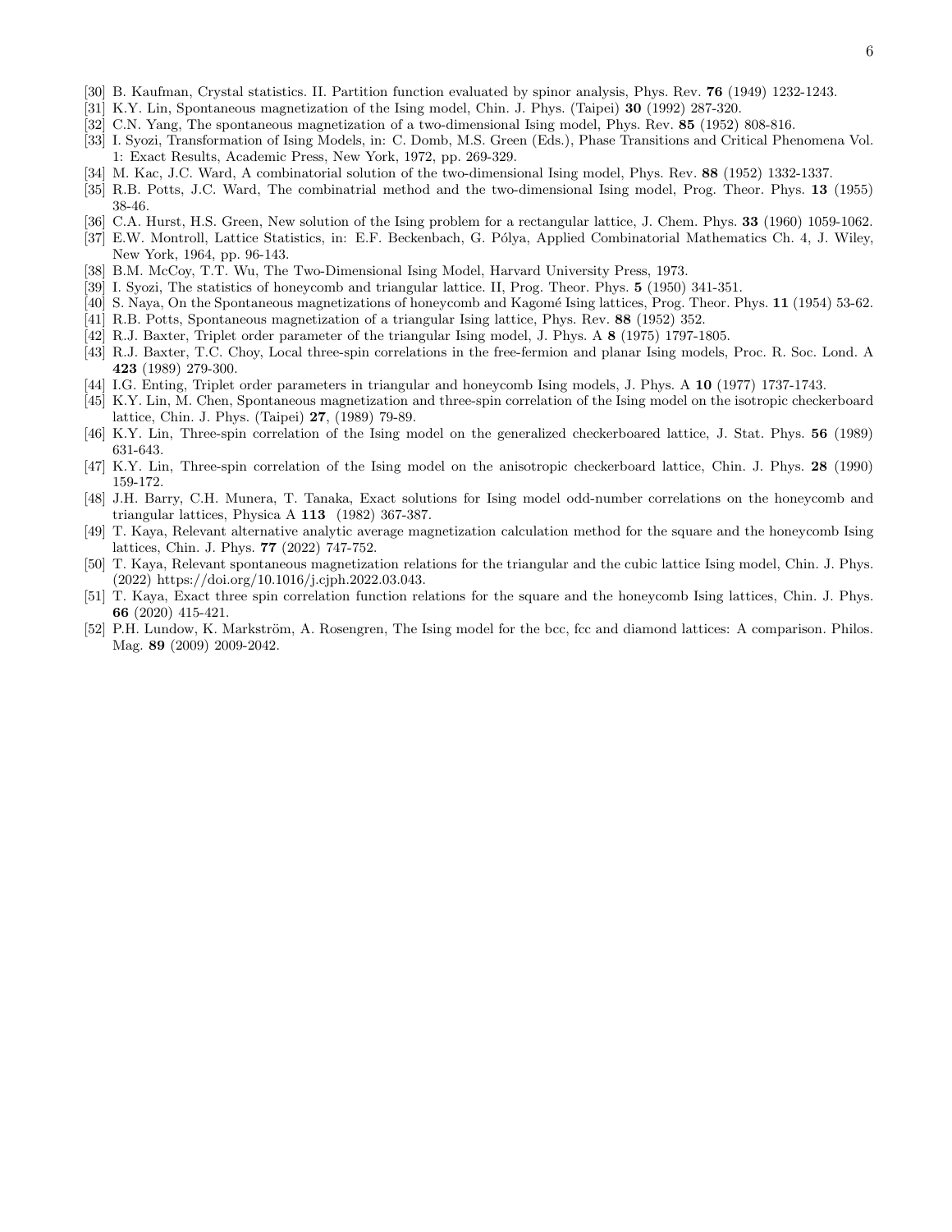[30] B. Kaufman, Crystal statistics. II. Partition function evaluated by spinor analysis, Phys. Rev. **76** (1949) 1232-1243.

[31] K.Y. Lin, Spontaneous magnetization of the Ising model, Chin. J. Phys. (Taipei) **30** (1992) 287-320.

[32] C.N. Yang, The spontaneous magnetization of a two-dimensional Ising model, Phys. Rev. **85** (1952) 808-816.

[33] I. Syozi, Transformation of Ising Models, in: C. Domb, M.S. Green (Eds.), Phase Transitions and Critical Phenomena Vol. 1: Exact Results, Academic Press, New York, 1972, pp. 269-329.

[34] M. Kac, J.C. Ward, A combinatorial solution of the two-dimensional Ising model, Phys. Rev. **88** (1952) 1332-1337.

[35] R.B. Potts, J.C. Ward, The combinatrial method and the two-dimensional Ising model, Prog. Theor. Phys. **13** (1955) 38-46.

[36] C.A. Hurst, H.S. Green, New solution of the Ising problem for a rectangular lattice, J. Chem. Phys. **33** (1960) 1059-1062.

[37] E.W. Montroll, Lattice Statistics, in: E.F. Beckenbach, G. Pólya, Applied Combinatorial Mathematics Ch. 4, J. Wiley, New York, 1964, pp. 96-143.

[38] B.M. McCoy, T.T. Wu, The Two-Dimensional Ising Model, Harvard University Press, 1973.

[39] I. Syozi, The statistics of honeycomb and triangular lattice. II, Prog. Theor. Phys. **5** (1950) 341-351.

[40] S. Naya, On the Spontaneous magnetizations of honeycomb and Kagomé Ising lattices, Prog. Theor. Phys. **11** (1954) 53-62.

[41] R.B. Potts, Spontaneous magnetization of a triangular Ising lattice, Phys. Rev. **88** (1952) 352.

[42] R.J. Baxter, Triplet order parameter of the triangular Ising model, J. Phys. A **8** (1975) 1797-1805.

[43] R.J. Baxter, T.C. Choy, Local three-spin correlations in the free-fermion and planar Ising models, Proc. R. Soc. Lond. A **423** (1989) 279-300.

[44] I.G. Enting, Triplet order parameters in triangular and honeycomb Ising models, J. Phys. A **10** (1977) 1737-1743.

[45] K.Y. Lin, M. Chen, Spontaneous magnetization and three-spin correlation of the Ising model on the isotropic checkerboard lattice, Chin. J. Phys. (Taipei) **27**, (1989) 79-89.

[46] K.Y. Lin, Three-spin correlation of the Ising model on the generalized checkerboarded lattice, J. Stat. Phys. **56** (1989) 631-643.

[47] K.Y. Lin, Three-spin correlation of the Ising model on the anisotropic checkerboard lattice, Chin. J. Phys. **28** (1990) 159-172.

[48] J.H. Barry, C.H. Munera, T. Tanaka, Exact solutions for Ising model odd-number correlations on the honeycomb and triangular lattices, Physica A **113** (1982) 367-387.

[49] T. Kaya, Relevant alternative analytic average magnetization calculation method for the square and the honeycomb Ising lattices, Chin. J. Phys. **77** (2022) 747-752.

[50] T. Kaya, Relevant spontaneous magnetization relations for the triangular and the cubic lattice Ising model, Chin. J. Phys. (2022) https://doi.org/10.1016/j.cjph.2022.03.043.

[51] T. Kaya, Exact three spin correlation function relations for the square and the honeycomb Ising lattices, Chin. J. Phys. **66** (2020) 415-421.

[52] P.H. Lundow, K. Markström, A. Rosengren, The Ising model for the bcc, fcc and diamond lattices: A comparison. Philos. Mag. **89** (2009) 2009-2042.